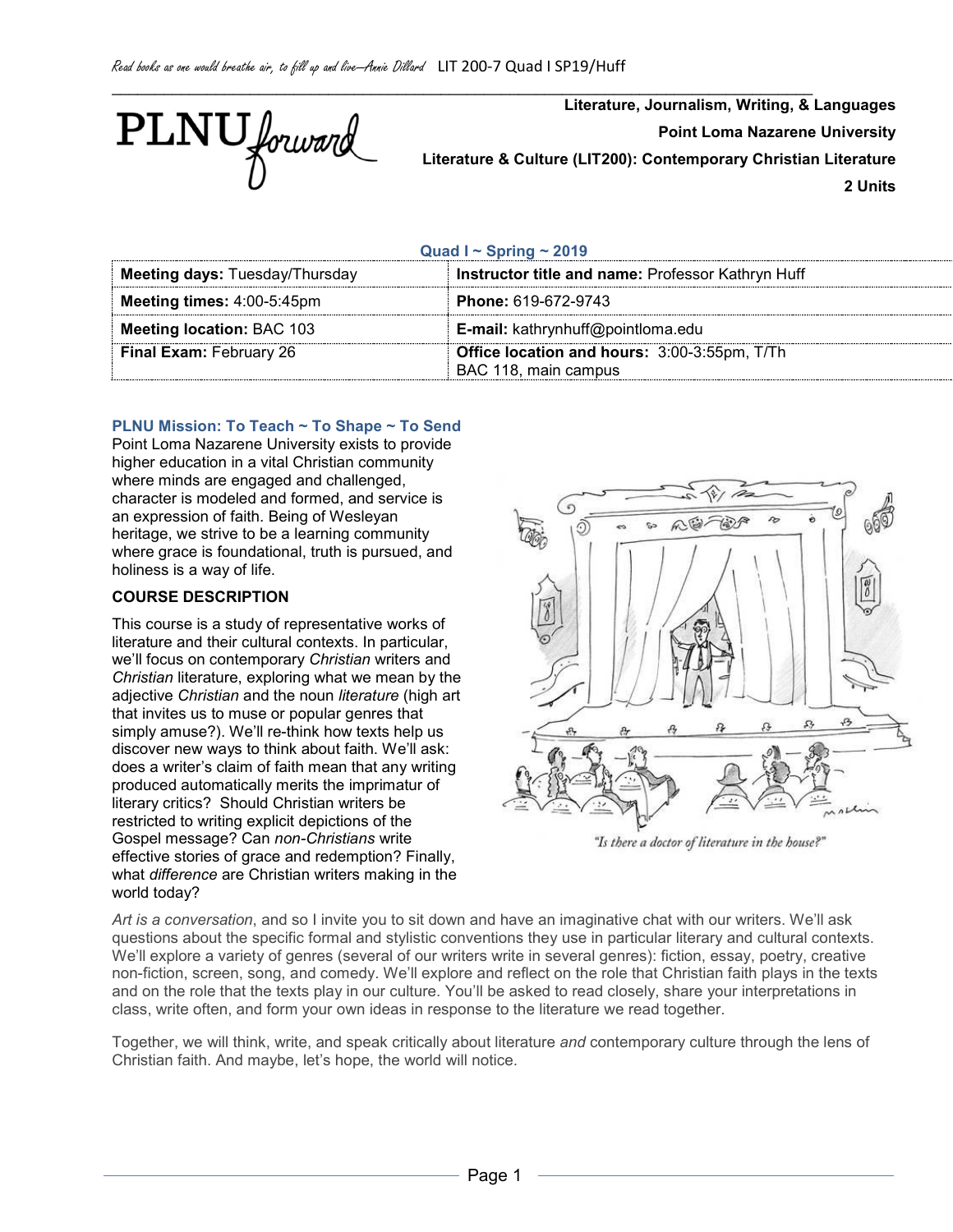Literature, Journalism, Writing, & Languages

Point Loma Nazarene University

**Literature & Culture (LIT200): Contemporary Christian Literature**

**2 Units**

**Quad I ~ Spring ~ 2019**

| **Meeting days:** Tuesday/Thursday | **Instructor title and name:** Professor Kathryn Huff |
| --- | --- |
| **Meeting times:** 4:00-5:45pm | **Phone:** 619-672-9743 |
| **Meeting location:** BAC 103 | **E-mail:** kathrynhuff@pointloma.edu |
| **Final Exam:** February 26 | **Office location and hours:** 3:00-3:55pm, T/Th BAC 118, main campus |

**PLNU Mission: To Teach ~ To Shape ~ To Send**

Point Loma Nazarene University exists to provide higher education in a vital Christian community where minds are engaged and challenged, character is modeled and formed, and service is an expression of faith. Being of Wesleyan heritage, we strive to be a learning community where grace is foundational, truth is pursued, and holiness is a way of life.

## COURSE DESCRIPTION

This course is a study of representative works of literature and their cultural contexts. In particular, we'll focus on contemporary *Christian* writers and *Christian* literature, exploring what we mean by the adjective *Christian* and the noun *literature* (high art that invites us to muse or popular genres that simply amuse?). We'll re-think how texts help us discover new ways to think about faith. We'll ask: does a writer's claim of faith mean that any writing produced automatically merits the imprimatur of literary critics? Should Christian writers be restricted to writing explicit depictions of the Gospel message? Can *non-Christians* write effective stories of grace and redemption? Finally, what *difference* are Christian writers making in the world today?

"Is there a doctor of literature in the house?"

*Art is a conversation*, and so I invite you to sit down and have an imaginative chat with our writers. We'll ask questions about the specific formal and stylistic conventions they use in particular literary and cultural contexts. We'll explore a variety of genres (several of our writers write in several genres): fiction, essay, poetry, creative non-fiction, screen, song, and comedy. We'll explore and reflect on the role that Christian faith plays in the texts and on the role that the texts play in our culture. You'll be asked to read closely, share your interpretations in class, write often, and form your own ideas in response to the literature we read together.

Together, we will think, write, and speak critically about literature *and* contemporary culture through the lens of Christian faith. And maybe, let's hope, the world will notice.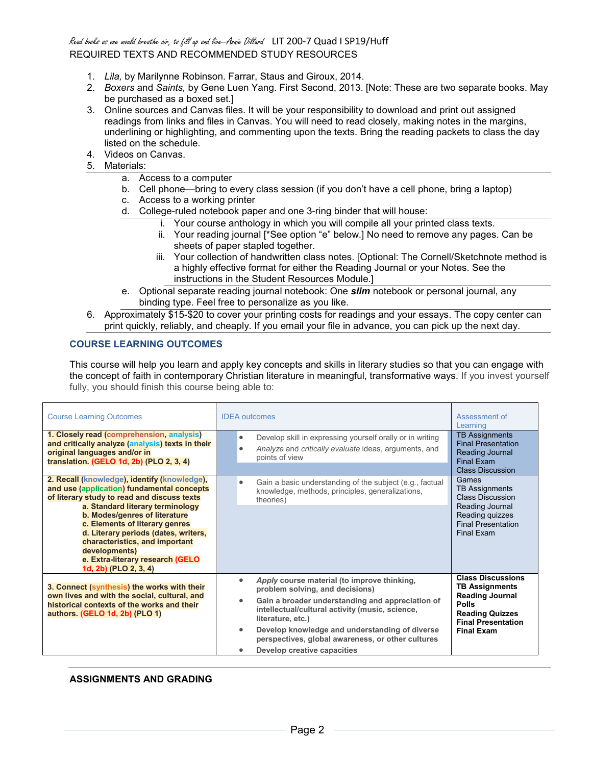REQUIRED TEXTS AND RECOMMENDED STUDY RESOURCES

1. *Lila,* by Marilynne Robinson. Farrar, Staus and Giroux, 2014.
2. *Boxers* and *Saints,* by Gene Luen Yang. First Second, 2013. [Note: These are two separate books. May be purchased as a boxed set.]
3. Online sources and Canvas files. It will be your responsibility to download and print out assigned readings from links and files in Canvas. You will need to read closely, making notes in the margins, underlining or highlighting, and commenting upon the texts. Bring the reading packets to class the day listed on the schedule.
4. Videos on Canvas.
5. Materials:
   a. Access to a computer
   b. Cell phone—bring to every class session (if you don't have a cell phone, bring a laptop)
   c. Access to a working printer
   d. College-ruled notebook paper and one 3-ring binder that will house:
      i. Your course anthology in which you will compile all your printed class texts.
      ii. Your reading journal [*See option "e" below.] No need to remove any pages. Can be sheets of paper stapled together.
      iii. Your collection of handwritten class notes. [Optional: The Cornell/Sketchnote method is a highly effective format for either the Reading Journal or your Notes. See the instructions in the Student Resources Module.]
   e. Optional separate reading journal notebook: One ***slim*** notebook or personal journal, any binding type. Feel free to personalize as you like.
6. Approximately $15-$20 to cover your printing costs for readings and your essays. The copy center can print quickly, reliably, and cheaply. If you email your file in advance, you can pick up the next day.

## COURSE LEARNING OUTCOMES

This course will help you learn and apply key concepts and skills in literary studies so that you can engage with the concept of faith in contemporary Christian literature in meaningful, transformative ways. If you invest yourself fully, you should finish this course being able to:

| Course Learning Outcomes | IDEA outcomes | Assessment of Learning |
|---|---|---|
| **1. Closely read (comprehension, analysis) and critically analyze (analysis) texts in their original languages and/or in translation. (GELO 1d, 2b) (PLO 2, 3, 4)** | • Develop skill in expressing yourself orally or in writing<br>• *Analyze* and *critically evaluate* ideas, arguments, and points of view | TB Assignments<br>Final Presentation<br>Reading Journal<br>Final Exam<br>Class Discussion |
| **2. Recall (knowledge), identify (knowledge), and use (application) fundamental concepts of literary study to read and discuss texts**<br>**a. Standard literary terminology**<br>**b. Modes/genres of literature**<br>**c. Elements of literary genres**<br>**d. Literary periods (dates, writers, characteristics, and important developments)**<br>**e. Extra-literary research (GELO 1d, 2b) (PLO 2, 3, 4)** | • Gain a basic understanding of the subject (e.g., factual knowledge, methods, principles, generalizations, theories) | Games<br>TB Assignments<br>Class Discussion<br>Reading Journal<br>Reading quizzes<br>Final Presentation<br>Final Exam |
| **3. Connect (synthesis) the works with their own lives and with the social, cultural, and historical contexts of the works and their authors. (GELO 1d, 2b) (PLO 1)** | • ***Apply*** **course material (to improve thinking, problem solving, and decisions)**<br>• **Gain a broader understanding and appreciation of intellectual/cultural activity (music, science, literature, etc.)**<br>• **Develop knowledge and understanding of diverse perspectives, global awareness, or other cultures**<br>• **Develop creative capacities** | **Class Discussions**<br>**TB Assignments**<br>**Reading Journal**<br>**Polls**<br>**Reading Quizzes**<br>**Final Presentation**<br>**Final Exam** |

## ASSIGNMENTS AND GRADING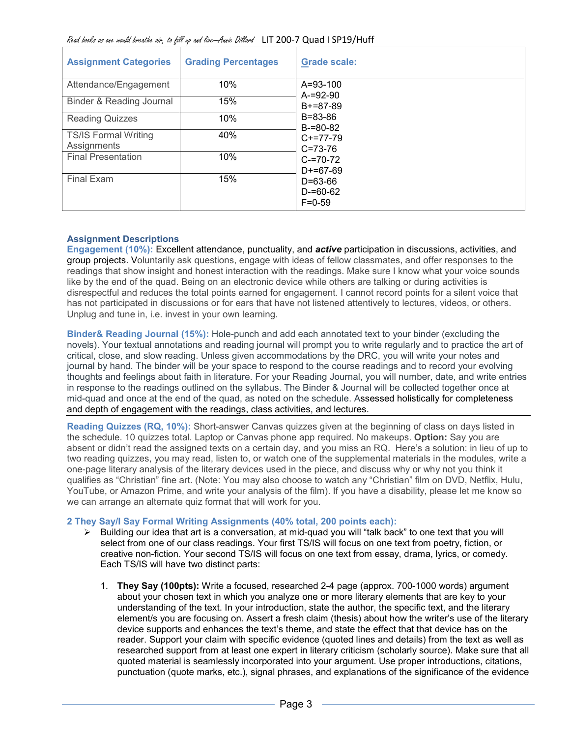| Assignment Categories | Grading Percentages | Grade scale: |
| --- | --- | --- |
| Attendance/Engagement | 10% | A=93-100<br>A-=92-90<br>B+=87-89<br>B=83-86<br>B-=80-82<br>C+=77-79<br>C=73-76<br>C-=70-72<br>D+=67-69<br>D=63-66<br>D-=60-62<br>F=0-59 |
| Binder & Reading Journal | 15% | |
| Reading Quizzes | 10% | |
| TS/IS Formal Writing Assignments | 40% | |
| Final Presentation | 10% | |
| Final Exam | 15% | |

### Assignment Descriptions

**Engagement (10%):** Excellent attendance, punctuality, and ***active*** participation in discussions, activities, and group projects. Voluntarily ask questions, engage with ideas of fellow classmates, and offer responses to the readings that show insight and honest interaction with the readings. Make sure I know what your voice sounds like by the end of the quad. Being on an electronic device while others are talking or during activities is disrespectful and reduces the total points earned for engagement. I cannot record points for a silent voice that has not participated in discussions or for ears that have not listened attentively to lectures, videos, or others. Unplug and tune in, i.e. invest in your own learning.

**Binder& Reading Journal (15%):** Hole-punch and add each annotated text to your binder (excluding the novels). Your textual annotations and reading journal will prompt you to write regularly and to practice the art of critical, close, and slow reading. Unless given accommodations by the DRC, you will write your notes and journal by hand. The binder will be your space to respond to the course readings and to record your evolving thoughts and feelings about faith in literature. For your Reading Journal, you will number, date, and write entries in response to the readings outlined on the syllabus. The Binder & Journal will be collected together once at mid-quad and once at the end of the quad, as noted on the schedule. Assessed holistically for completeness and depth of engagement with the readings, class activities, and lectures.

---

**Reading Quizzes (RQ, 10%):** Short-answer Canvas quizzes given at the beginning of class on days listed in the schedule. 10 quizzes total. Laptop or Canvas phone app required. No makeups. **Option:** Say you are absent or didn't read the assigned texts on a certain day, and you miss an RQ. Here's a solution: in lieu of up to two reading quizzes, you may read, listen to, or watch one of the supplemental materials in the modules, write a one-page literary analysis of the literary devices used in the piece, and discuss why or why not you think it qualifies as "Christian" fine art. (Note: You may also choose to watch any "Christian" film on DVD, Netflix, Hulu, YouTube, or Amazon Prime, and write your analysis of the film). If you have a disability, please let me know so we can arrange an alternate quiz format that will work for you.

**2 They Say/I Say Formal Writing Assignments (40% total, 200 points each):**

- Building our idea that art is a conversation, at mid-quad you will "talk back" to one text that you will select from one of our class readings. Your first TS/IS will focus on one text from poetry, fiction, or creative non-fiction. Your second TS/IS will focus on one text from essay, drama, lyrics, or comedy. Each TS/IS will have two distinct parts:

   1. **They Say (100pts):** Write a focused, researched 2-4 page (approx. 700-1000 words) argument about your chosen text in which you analyze one or more literary elements that are key to your understanding of the text. In your introduction, state the author, the specific text, and the literary element/s you are focusing on. Assert a fresh claim (thesis) about how the writer's use of the literary device supports and enhances the text's theme, and state the effect that that device has on the reader. Support your claim with specific evidence (quoted lines and details) from the text as well as researched support from at least one expert in literary criticism (scholarly source). Make sure that all quoted material is seamlessly incorporated into your argument. Use proper introductions, citations, punctuation (quote marks, etc.), signal phrases, and explanations of the significance of the evidence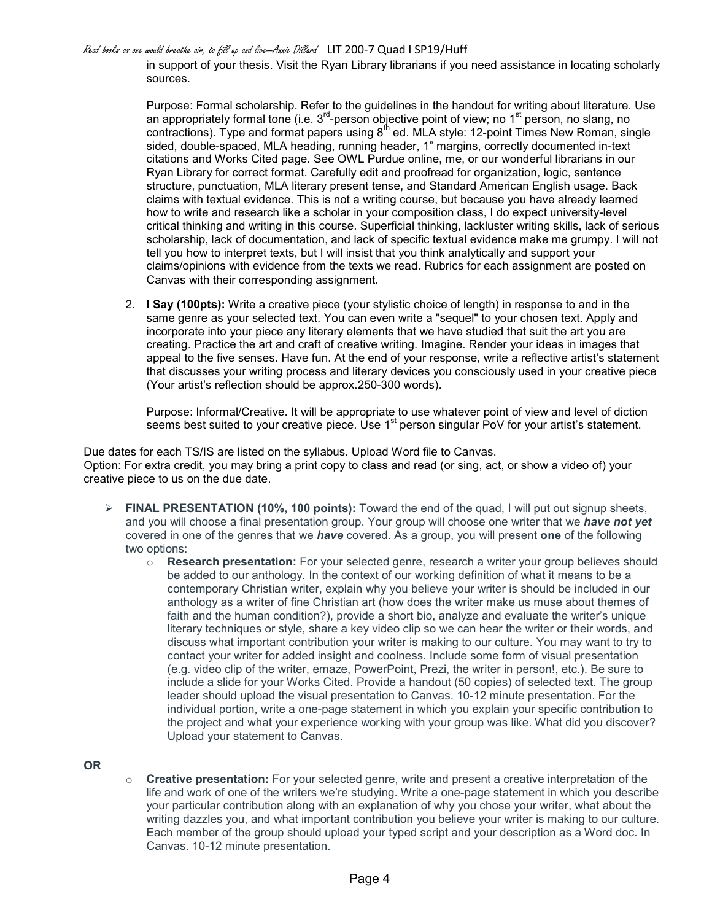in support of your thesis. Visit the Ryan Library librarians if you need assistance in locating scholarly sources.

Purpose: Formal scholarship. Refer to the guidelines in the handout for writing about literature. Use an appropriately formal tone (i.e. 3rd-person objective point of view; no 1st person, no slang, no contractions). Type and format papers using 8th ed. MLA style: 12-point Times New Roman, single sided, double-spaced, MLA heading, running header, 1" margins, correctly documented in-text citations and Works Cited page. See OWL Purdue online, me, or our wonderful librarians in our Ryan Library for correct format. Carefully edit and proofread for organization, logic, sentence structure, punctuation, MLA literary present tense, and Standard American English usage. Back claims with textual evidence. This is not a writing course, but because you have already learned how to write and research like a scholar in your composition class, I do expect university-level critical thinking and writing in this course. Superficial thinking, lackluster writing skills, lack of serious scholarship, lack of documentation, and lack of specific textual evidence make me grumpy. I will not tell you how to interpret texts, but I will insist that you think analytically and support your claims/opinions with evidence from the texts we read. Rubrics for each assignment are posted on Canvas with their corresponding assignment.

2. **I Say (100pts):** Write a creative piece (your stylistic choice of length) in response to and in the same genre as your selected text. You can even write a "sequel" to your chosen text. Apply and incorporate into your piece any literary elements that we have studied that suit the art you are creating. Practice the art and craft of creative writing. Imagine. Render your ideas in images that appeal to the five senses. Have fun. At the end of your response, write a reflective artist's statement that discusses your writing process and literary devices you consciously used in your creative piece (Your artist's reflection should be approx.250-300 words).

   Purpose: Informal/Creative. It will be appropriate to use whatever point of view and level of diction seems best suited to your creative piece. Use 1st person singular PoV for your artist's statement.

Due dates for each TS/IS are listed on the syllabus. Upload Word file to Canvas.
Option: For extra credit, you may bring a print copy to class and read (or sing, act, or show a video of) your creative piece to us on the due date.

- **FINAL PRESENTATION (10%, 100 points):** Toward the end of the quad, I will put out signup sheets, and you will choose a final presentation group. Your group will choose one writer that we ***have not yet*** covered in one of the genres that we ***have*** covered. As a group, you will present **one** of the following two options:
  - **Research presentation:** For your selected genre, research a writer your group believes should be added to our anthology. In the context of our working definition of what it means to be a contemporary Christian writer, explain why you believe your writer is should be included in our anthology as a writer of fine Christian art (how does the writer make us muse about themes of faith and the human condition?), provide a short bio, analyze and evaluate the writer's unique literary techniques or style, share a key video clip so we can hear the writer or their words, and discuss what important contribution your writer is making to our culture. You may want to try to contact your writer for added insight and coolness. Include some form of visual presentation (e.g. video clip of the writer, emaze, PowerPoint, Prezi, the writer in person!, etc.). Be sure to include a slide for your Works Cited. Provide a handout (50 copies) of selected text. The group leader should upload the visual presentation to Canvas. 10-12 minute presentation. For the individual portion, write a one-page statement in which you explain your specific contribution to the project and what your experience working with your group was like. What did you discover? Upload your statement to Canvas.

**OR**

  - **Creative presentation:** For your selected genre, write and present a creative interpretation of the life and work of one of the writers we're studying. Write a one-page statement in which you describe your particular contribution along with an explanation of why you chose your writer, what about the writing dazzles you, and what important contribution you believe your writer is making to our culture. Each member of the group should upload your typed script and your description as a Word doc. In Canvas. 10-12 minute presentation.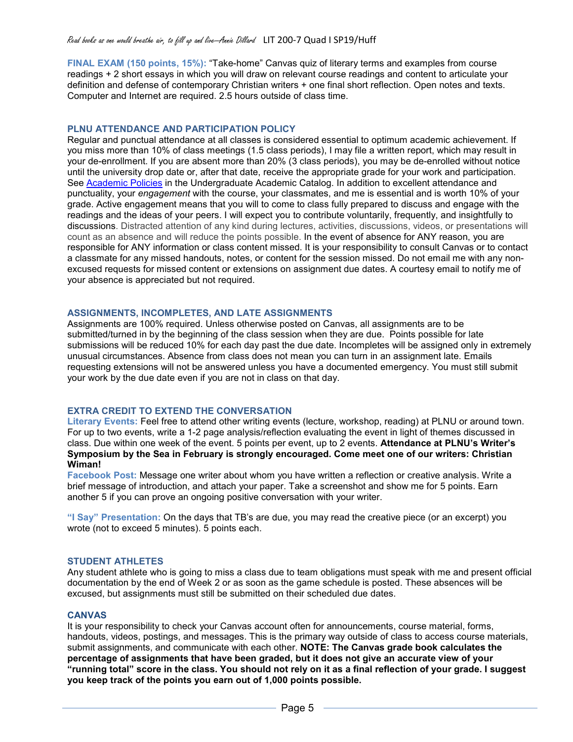**FINAL EXAM (150 points, 15%):** "Take-home" Canvas quiz of literary terms and examples from course readings + 2 short essays in which you will draw on relevant course readings and content to articulate your definition and defense of contemporary Christian writers + one final short reflection. Open notes and texts. Computer and Internet are required. 2.5 hours outside of class time.

### PLNU ATTENDANCE AND PARTICIPATION POLICY

Regular and punctual attendance at all classes is considered essential to optimum academic achievement. If you miss more than 10% of class meetings (1.5 class periods), I may file a written report, which may result in your de-enrollment. If you are absent more than 20% (3 class periods), you may be de-enrolled without notice until the university drop date or, after that date, receive the appropriate grade for your work and participation. See Academic Policies in the Undergraduate Academic Catalog. In addition to excellent attendance and punctuality, your *engagement* with the course, your classmates, and me is essential and is worth 10% of your grade. Active engagement means that you will to come to class fully prepared to discuss and engage with the readings and the ideas of your peers. I will expect you to contribute voluntarily, frequently, and insightfully to discussions. Distracted attention of any kind during lectures, activities, discussions, videos, or presentations will count as an absence and will reduce the points possible. In the event of absence for ANY reason, you are responsible for ANY information or class content missed. It is your responsibility to consult Canvas or to contact a classmate for any missed handouts, notes, or content for the session missed. Do not email me with any non-excused requests for missed content or extensions on assignment due dates. A courtesy email to notify me of your absence is appreciated but not required.

### ASSIGNMENTS, INCOMPLETES, AND LATE ASSIGNMENTS

Assignments are 100% required. Unless otherwise posted on Canvas, all assignments are to be submitted/turned in by the beginning of the class session when they are due. Points possible for late submissions will be reduced 10% for each day past the due date. Incompletes will be assigned only in extremely unusual circumstances. Absence from class does not mean you can turn in an assignment late. Emails requesting extensions will not be answered unless you have a documented emergency. You must still submit your work by the due date even if you are not in class on that day.

### EXTRA CREDIT TO EXTEND THE CONVERSATION

**Literary Events:** Feel free to attend other writing events (lecture, workshop, reading) at PLNU or around town. For up to two events, write a 1-2 page analysis/reflection evaluating the event in light of themes discussed in class. Due within one week of the event. 5 points per event, up to 2 events. **Attendance at PLNU's Writer's Symposium by the Sea in February is strongly encouraged. Come meet one of our writers: Christian Wiman!**

**Facebook Post:** Message one writer about whom you have written a reflection or creative analysis. Write a brief message of introduction, and attach your paper. Take a screenshot and show me for 5 points. Earn another 5 if you can prove an ongoing positive conversation with your writer.

**"I Say" Presentation:** On the days that TB's are due, you may read the creative piece (or an excerpt) you wrote (not to exceed 5 minutes). 5 points each.

### STUDENT ATHLETES

Any student athlete who is going to miss a class due to team obligations must speak with me and present official documentation by the end of Week 2 or as soon as the game schedule is posted. These absences will be excused, but assignments must still be submitted on their scheduled due dates.

### CANVAS

It is your responsibility to check your Canvas account often for announcements, course material, forms, handouts, videos, postings, and messages. This is the primary way outside of class to access course materials, submit assignments, and communicate with each other. **NOTE: The Canvas grade book calculates the percentage of assignments that have been graded, but it does not give an accurate view of your "running total" score in the class. You should not rely on it as a final reflection of your grade. I suggest you keep track of the points you earn out of 1,000 points possible.**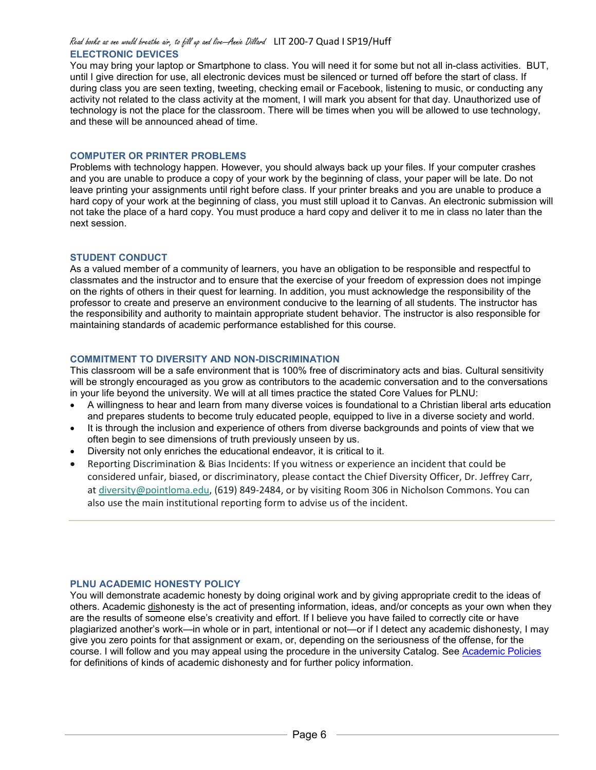## ELECTRONIC DEVICES

You may bring your laptop or Smartphone to class. You will need it for some but not all in-class activities. BUT, until I give direction for use, all electronic devices must be silenced or turned off before the start of class. If during class you are seen texting, tweeting, checking email or Facebook, listening to music, or conducting any activity not related to the class activity at the moment, I will mark you absent for that day. Unauthorized use of technology is not the place for the classroom. There will be times when you will be allowed to use technology, and these will be announced ahead of time.

## COMPUTER OR PRINTER PROBLEMS

Problems with technology happen. However, you should always back up your files. If your computer crashes and you are unable to produce a copy of your work by the beginning of class, your paper will be late. Do not leave printing your assignments until right before class. If your printer breaks and you are unable to produce a hard copy of your work at the beginning of class, you must still upload it to Canvas. An electronic submission will not take the place of a hard copy. You must produce a hard copy and deliver it to me in class no later than the next session.

## STUDENT CONDUCT

As a valued member of a community of learners, you have an obligation to be responsible and respectful to classmates and the instructor and to ensure that the exercise of your freedom of expression does not impinge on the rights of others in their quest for learning. In addition, you must acknowledge the responsibility of the professor to create and preserve an environment conducive to the learning of all students. The instructor has the responsibility and authority to maintain appropriate student behavior. The instructor is also responsible for maintaining standards of academic performance established for this course.

## COMMITMENT TO DIVERSITY AND NON-DISCRIMINATION

This classroom will be a safe environment that is 100% free of discriminatory acts and bias. Cultural sensitivity will be strongly encouraged as you grow as contributors to the academic conversation and to the conversations in your life beyond the university. We will at all times practice the stated Core Values for PLNU:

- A willingness to hear and learn from many diverse voices is foundational to a Christian liberal arts education and prepares students to become truly educated people, equipped to live in a diverse society and world.
- It is through the inclusion and experience of others from diverse backgrounds and points of view that we often begin to see dimensions of truth previously unseen by us.
- Diversity not only enriches the educational endeavor, it is critical to it.
- Reporting Discrimination & Bias Incidents: If you witness or experience an incident that could be considered unfair, biased, or discriminatory, please contact the Chief Diversity Officer, Dr. Jeffrey Carr, at diversity@pointloma.edu, (619) 849-2484, or by visiting Room 306 in Nicholson Commons. You can also use the main institutional reporting form to advise us of the incident.

---

## PLNU ACADEMIC HONESTY POLICY

You will demonstrate academic honesty by doing original work and by giving appropriate credit to the ideas of others. Academic dishonesty is the act of presenting information, ideas, and/or concepts as your own when they are the results of someone else's creativity and effort. If I believe you have failed to correctly cite or have plagiarized another's work—in whole or in part, intentional or not—or if I detect any academic dishonesty, I may give you zero points for that assignment or exam, or, depending on the seriousness of the offense, for the course. I will follow and you may appeal using the procedure in the university Catalog. See Academic Policies for definitions of kinds of academic dishonesty and for further policy information.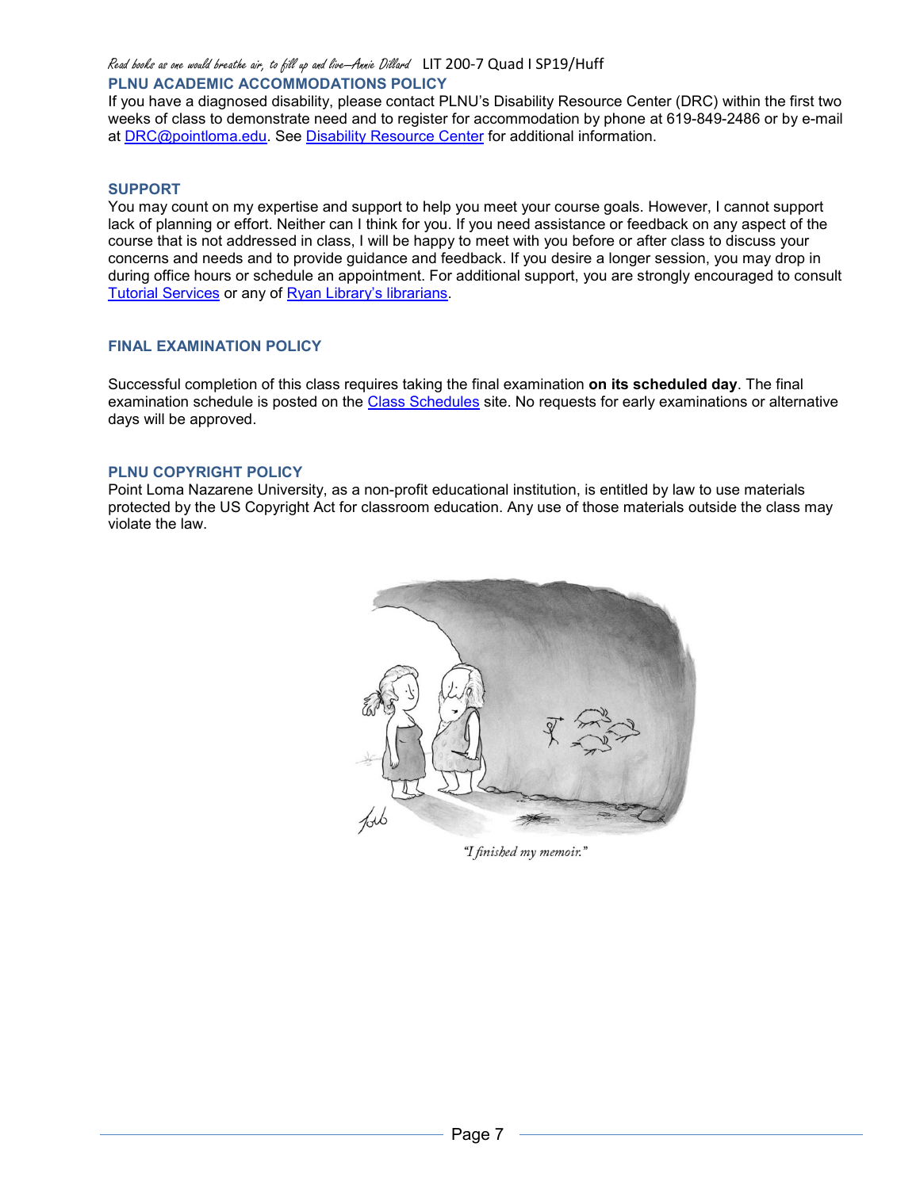## PLNU ACADEMIC ACCOMMODATIONS POLICY

If you have a diagnosed disability, please contact PLNU's Disability Resource Center (DRC) within the first two weeks of class to demonstrate need and to register for accommodation by phone at 619-849-2486 or by e-mail at DRC@pointloma.edu. See Disability Resource Center for additional information.

## SUPPORT

You may count on my expertise and support to help you meet your course goals. However, I cannot support lack of planning or effort. Neither can I think for you. If you need assistance or feedback on any aspect of the course that is not addressed in class, I will be happy to meet with you before or after class to discuss your concerns and needs and to provide guidance and feedback. If you desire a longer session, you may drop in during office hours or schedule an appointment. For additional support, you are strongly encouraged to consult Tutorial Services or any of Ryan Library's librarians.

## FINAL EXAMINATION POLICY

Successful completion of this class requires taking the final examination **on its scheduled day**. The final examination schedule is posted on the Class Schedules site. No requests for early examinations or alternative days will be approved.

## PLNU COPYRIGHT POLICY

Point Loma Nazarene University, as a non-profit educational institution, is entitled by law to use materials protected by the US Copyright Act for classroom education. Any use of those materials outside the class may violate the law.

*"I finished my memoir."*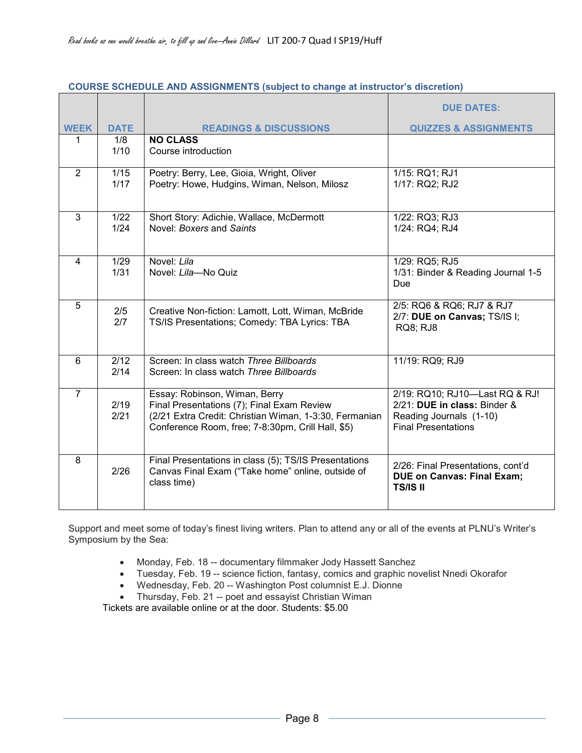**COURSE SCHEDULE AND ASSIGNMENTS (subject to change at instructor's discretion)**

| WEEK | DATE | READINGS & DISCUSSIONS | DUE DATES: QUIZZES & ASSIGNMENTS |
|---|---|---|---|
| 1 | 1/8<br>1/10 | **NO CLASS**<br>Course introduction | |
| 2 | 1/15<br>1/17 | Poetry: Berry, Lee, Gioia, Wright, Oliver<br>Poetry: Howe, Hudgins, Wiman, Nelson, Milosz | 1/15: RQ1; RJ1<br>1/17: RQ2; RJ2 |
| 3 | 1/22<br>1/24 | Short Story: Adichie, Wallace, McDermott<br>Novel: *Boxers* and *Saints* | 1/22: RQ3; RJ3<br>1/24: RQ4; RJ4 |
| 4 | 1/29<br>1/31 | Novel: *Lila*<br>Novel: *Lila*—No Quiz | 1/29: RQ5; RJ5<br>1/31: Binder & Reading Journal 1-5 Due |
| 5 | 2/5<br>2/7 | Creative Non-fiction: Lamott, Lott, Wiman, McBride<br>TS/IS Presentations; Comedy: TBA Lyrics: TBA | 2/5: RQ6 & RQ6; RJ7 & RJ7<br>2/7: **DUE on Canvas;** TS/IS I; RQ8; RJ8 |
| 6 | 2/12<br>2/14 | Screen: In class watch *Three Billboards*<br>Screen: In class watch *Three Billboards* | 11/19: RQ9; RJ9 |
| 7 | 2/19<br>2/21 | Essay: Robinson, Wiman, Berry<br>Final Presentations (7); Final Exam Review<br>(2/21 Extra Credit: Christian Wiman, 1-3:30, Fermanian Conference Room, free; 7-8:30pm, Crill Hall, $5) | 2/19: RQ10; RJ10—Last RQ & RJ!<br>2/21: **DUE in class:** Binder & Reading Journals (1-10)<br>Final Presentations |
| 8 | 2/26 | Final Presentations in class (5); TS/IS Presentations<br>Canvas Final Exam ("Take home" online, outside of class time) | 2/26: Final Presentations, cont'd<br>**DUE on Canvas: Final Exam; TS/IS II** |

Support and meet some of today's finest living writers. Plan to attend any or all of the events at PLNU's Writer's Symposium by the Sea:

- Monday, Feb. 18 -- documentary filmmaker Jody Hassett Sanchez
- Tuesday, Feb. 19 -- science fiction, fantasy, comics and graphic novelist Nnedi Okorafor
- Wednesday, Feb. 20 -- Washington Post columnist E.J. Dionne
- Thursday, Feb. 21 -- poet and essayist Christian Wiman

Tickets are available online or at the door. Students: $5.00